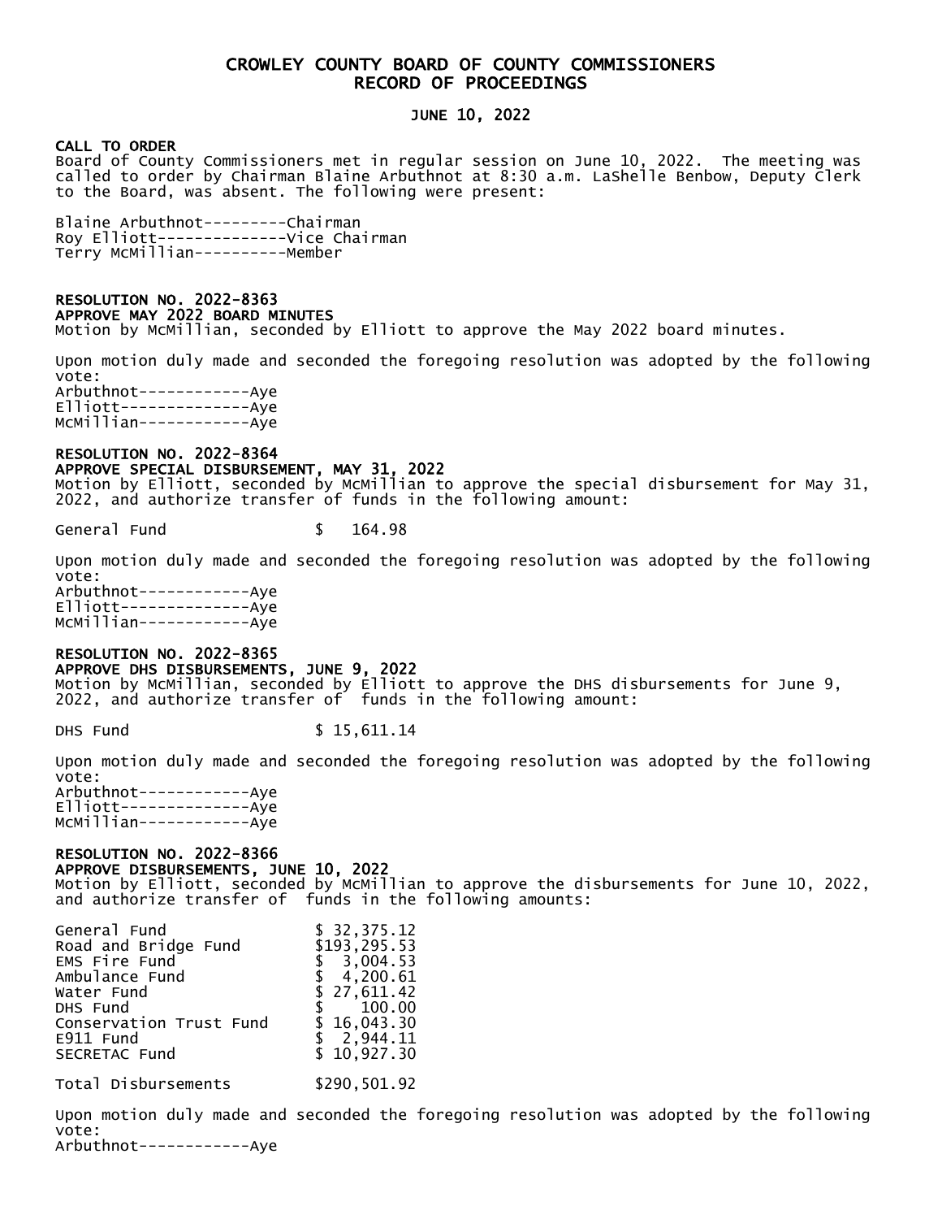# CROWLEY COUNTY BOARD OF COUNTY COMMISSIONERS
# RECORD OF PROCEEDINGS

## JUNE 10, 2022

**CALL TO ORDER**
Board of County Commissioners met in regular session on June 10, 2022. The meeting was called to order by Chairman Blaine Arbuthnot at 8:30 a.m. LaShelle Benbow, Deputy Clerk to the Board, was absent. The following were present:

Blaine Arbuthnot---------Chairman
Roy Elliott--------------Vice Chairman
Terry McMillian----------Member

**RESOLUTION NO. 2022-8363**
**APPROVE MAY 2022 BOARD MINUTES**
Motion by McMillian, seconded by Elliott to approve the May 2022 board minutes.

Upon motion duly made and seconded the foregoing resolution was adopted by the following vote:
Arbuthnot------------Aye
Elliott--------------Aye
McMillian------------Aye

**RESOLUTION NO. 2022-8364**
**APPROVE SPECIAL DISBURSEMENT, MAY 31, 2022**
Motion by Elliott, seconded by McMillian to approve the special disbursement for May 31, 2022, and authorize transfer of funds in the following amount:

General Fund $ 164.98

Upon motion duly made and seconded the foregoing resolution was adopted by the following vote:
Arbuthnot------------Aye
Elliott--------------Aye
McMillian------------Aye

**RESOLUTION NO. 2022-8365**
**APPROVE DHS DISBURSEMENTS, JUNE 9, 2022**
Motion by McMillian, seconded by Elliott to approve the DHS disbursements for June 9, 2022, and authorize transfer of funds in the following amount:

DHS Fund $ 15,611.14

Upon motion duly made and seconded the foregoing resolution was adopted by the following vote:
Arbuthnot------------Aye
Elliott--------------Aye
McMillian------------Aye

**RESOLUTION NO. 2022-8366**
**APPROVE DISBURSEMENTS, JUNE 10, 2022**
Motion by Elliott, seconded by McMillian to approve the disbursements for June 10, 2022, and authorize transfer of funds in the following amounts:

| Fund | Amount |
|---|---|
| General Fund | $ 32,375.12 |
| Road and Bridge Fund | $193,295.53 |
| EMS Fire Fund | $ 3,004.53 |
| Ambulance Fund | $ 4,200.61 |
| Water Fund | $ 27,611.42 |
| DHS Fund | $ 100.00 |
| Conservation Trust Fund | $ 16,043.30 |
| E911 Fund | $ 2,944.11 |
| SECRETAC Fund | $ 10,927.30 |
| Total Disbursements | $290,501.92 |

Upon motion duly made and seconded the foregoing resolution was adopted by the following vote:
Arbuthnot------------Aye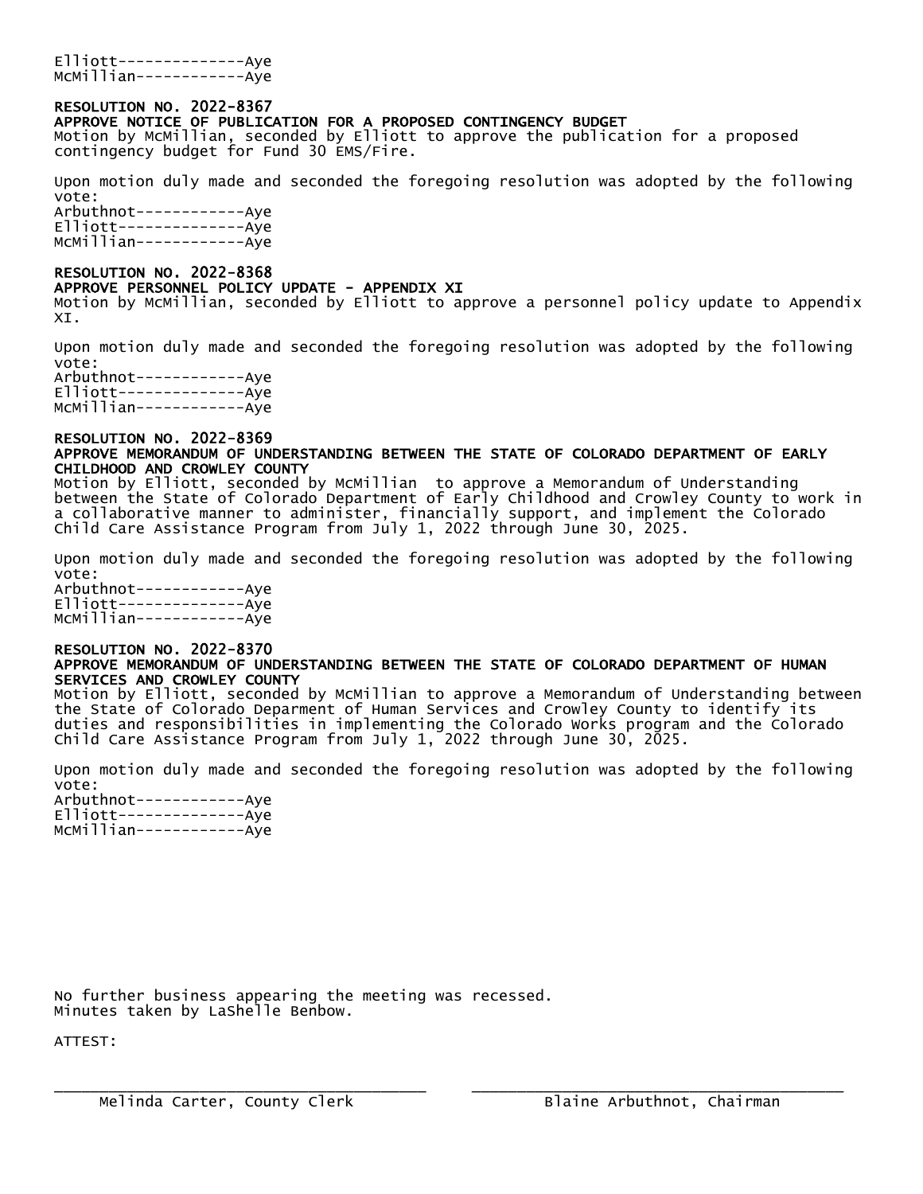Elliott--------------Aye
McMillian------------Aye

**RESOLUTION NO. 2022-8367**
**APPROVE NOTICE OF PUBLICATION FOR A PROPOSED CONTINGENCY BUDGET**
Motion by McMillian, seconded by Elliott to approve the publication for a proposed contingency budget for Fund 30 EMS/Fire.

Upon motion duly made and seconded the foregoing resolution was adopted by the following vote:
Arbuthnot------------Aye
Elliott--------------Aye
McMillian------------Aye

**RESOLUTION NO. 2022-8368**
**APPROVE PERSONNEL POLICY UPDATE - APPENDIX XI**
Motion by McMillian, seconded by Elliott to approve a personnel policy update to Appendix XI.

Upon motion duly made and seconded the foregoing resolution was adopted by the following vote:
Arbuthnot------------Aye
Elliott--------------Aye
McMillian------------Aye

**RESOLUTION NO. 2022-8369**
**APPROVE MEMORANDUM OF UNDERSTANDING BETWEEN THE STATE OF COLORADO DEPARTMENT OF EARLY CHILDHOOD AND CROWLEY COUNTY**
Motion by Elliott, seconded by McMillian to approve a Memorandum of Understanding between the State of Colorado Department of Early Childhood and Crowley County to work in a collaborative manner to administer, financially support, and implement the Colorado Child Care Assistance Program from July 1, 2022 through June 30, 2025.

Upon motion duly made and seconded the foregoing resolution was adopted by the following vote:
Arbuthnot------------Aye
Elliott--------------Aye
McMillian------------Aye

**RESOLUTION NO. 2022-8370**
**APPROVE MEMORANDUM OF UNDERSTANDING BETWEEN THE STATE OF COLORADO DEPARTMENT OF HUMAN SERVICES AND CROWLEY COUNTY**
Motion by Elliott, seconded by McMillian to approve a Memorandum of Understanding between the State of Colorado Deparment of Human Services and Crowley County to identify its duties and responsibilities in implementing the Colorado Works program and the Colorado Child Care Assistance Program from July 1, 2022 through June 30, 2025.

Upon motion duly made and seconded the foregoing resolution was adopted by the following vote:
Arbuthnot------------Aye
Elliott--------------Aye
McMillian------------Aye

No further business appearing the meeting was recessed.
Minutes taken by LaShelle Benbow.

ATTEST:

_________________________________ Melinda Carter, County Clerk

_________________________________ Blaine Arbuthnot, Chairman